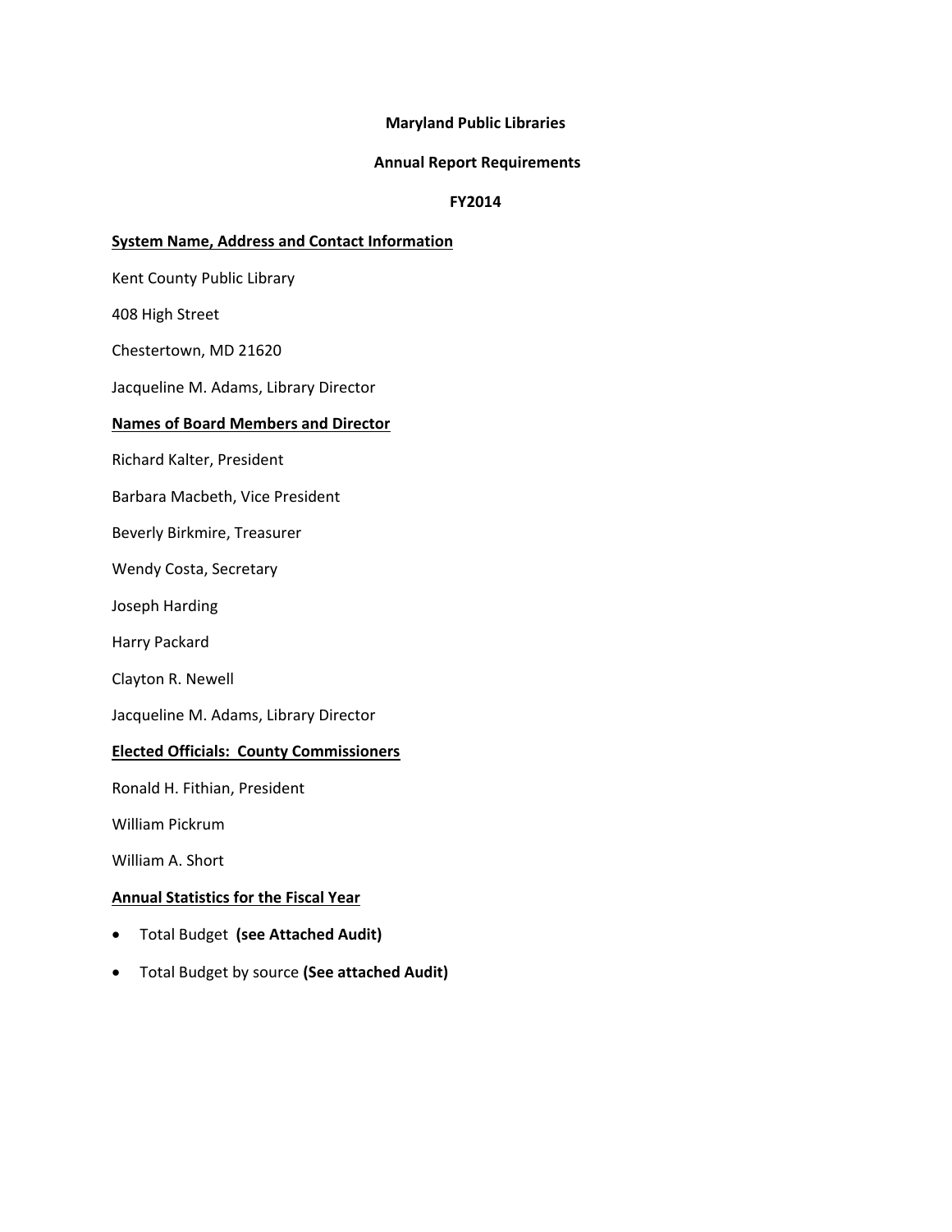# Maryland Public Libraries

## Annual Report Requirements

## FY2014

**System Name, Address and Contact Information**

Kent County Public Library

408 High Street

Chestertown, MD 21620

Jacqueline M. Adams, Library Director

**Names of Board Members and Director**

Richard Kalter, President

Barbara Macbeth, Vice President

Beverly Birkmire, Treasurer

Wendy Costa, Secretary

Joseph Harding

Harry Packard

Clayton R. Newell

Jacqueline M. Adams, Library Director

**Elected Officials: County Commissioners**

Ronald H. Fithian, President

William Pickrum

William A. Short

**Annual Statistics for the Fiscal Year**

- Total Budget **(see Attached Audit)**
- Total Budget by source **(See attached Audit)**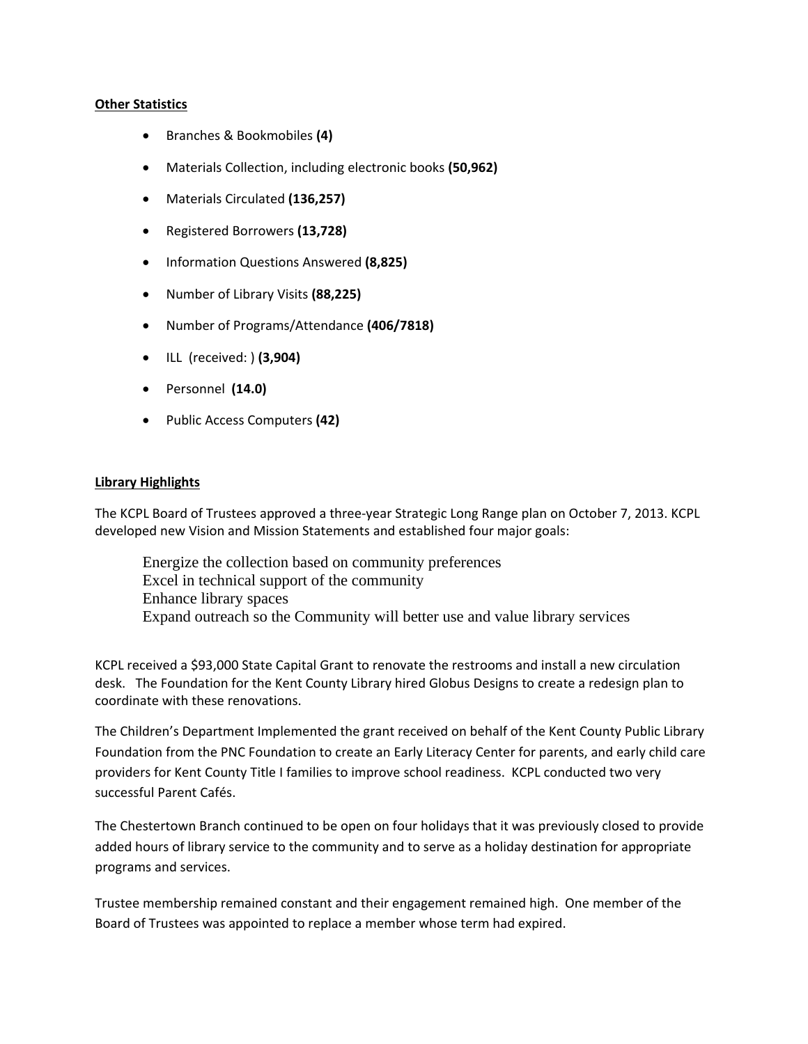**Other Statistics**

- Branches & Bookmobiles **(4)**
- Materials Collection, including electronic books **(50,962)**
- Materials Circulated **(136,257)**
- Registered Borrowers **(13,728)**
- Information Questions Answered **(8,825)**
- Number of Library Visits **(88,225)**
- Number of Programs/Attendance **(406/7818)**
- ILL (received: ) **(3,904)**
- Personnel **(14.0)**
- Public Access Computers **(42)**

**Library Highlights**

The KCPL Board of Trustees approved a three-year Strategic Long Range plan on October 7, 2013. KCPL developed new Vision and Mission Statements and established four major goals:

> Energize the collection based on community preferences
> Excel in technical support of the community
> Enhance library spaces
> Expand outreach so the Community will better use and value library services

KCPL received a $93,000 State Capital Grant to renovate the restrooms and install a new circulation desk. The Foundation for the Kent County Library hired Globus Designs to create a redesign plan to coordinate with these renovations.

The Children's Department Implemented the grant received on behalf of the Kent County Public Library Foundation from the PNC Foundation to create an Early Literacy Center for parents, and early child care providers for Kent County Title I families to improve school readiness. KCPL conducted two very successful Parent Cafés.

The Chestertown Branch continued to be open on four holidays that it was previously closed to provide added hours of library service to the community and to serve as a holiday destination for appropriate programs and services.

Trustee membership remained constant and their engagement remained high. One member of the Board of Trustees was appointed to replace a member whose term had expired.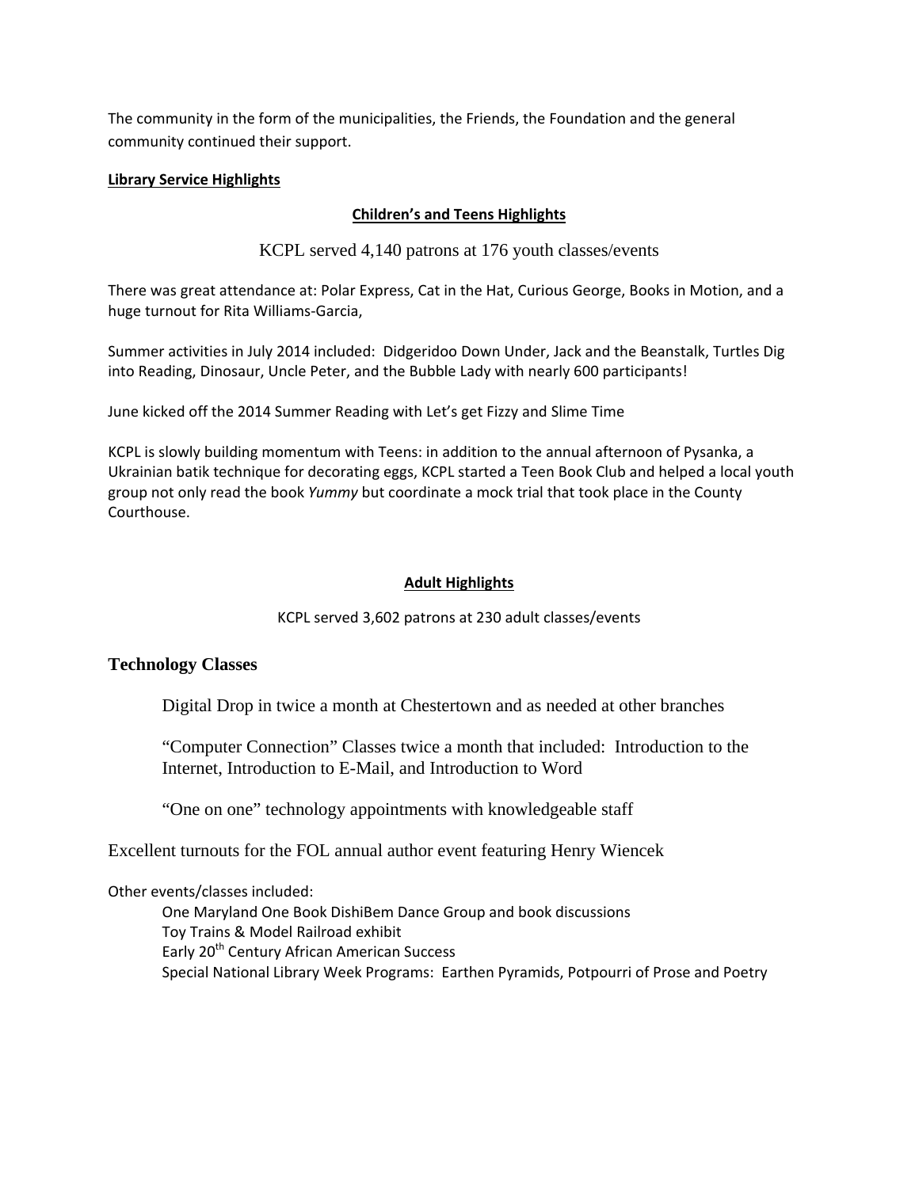The community in the form of the municipalities, the Friends, the Foundation and the general community continued their support.

**Library Service Highlights**

## Children's and Teens Highlights

KCPL served 4,140 patrons at 176 youth classes/events

There was great attendance at: Polar Express, Cat in the Hat, Curious George, Books in Motion, and a huge turnout for Rita Williams-Garcia,

Summer activities in July 2014 included: Didgeridoo Down Under, Jack and the Beanstalk, Turtles Dig into Reading, Dinosaur, Uncle Peter, and the Bubble Lady with nearly 600 participants!

June kicked off the 2014 Summer Reading with Let's get Fizzy and Slime Time

KCPL is slowly building momentum with Teens: in addition to the annual afternoon of Pysanka, a Ukrainian batik technique for decorating eggs, KCPL started a Teen Book Club and helped a local youth group not only read the book *Yummy* but coordinate a mock trial that took place in the County Courthouse.

## Adult Highlights

KCPL served 3,602 patrons at 230 adult classes/events

### Technology Classes

Digital Drop in twice a month at Chestertown and as needed at other branches

"Computer Connection" Classes twice a month that included: Introduction to the Internet, Introduction to E-Mail, and Introduction to Word

"One on one" technology appointments with knowledgeable staff

Excellent turnouts for the FOL annual author event featuring Henry Wiencek

Other events/classes included:

- One Maryland One Book DishiBem Dance Group and book discussions
- Toy Trains & Model Railroad exhibit
- Early 20th Century African American Success
- Special National Library Week Programs: Earthen Pyramids, Potpourri of Prose and Poetry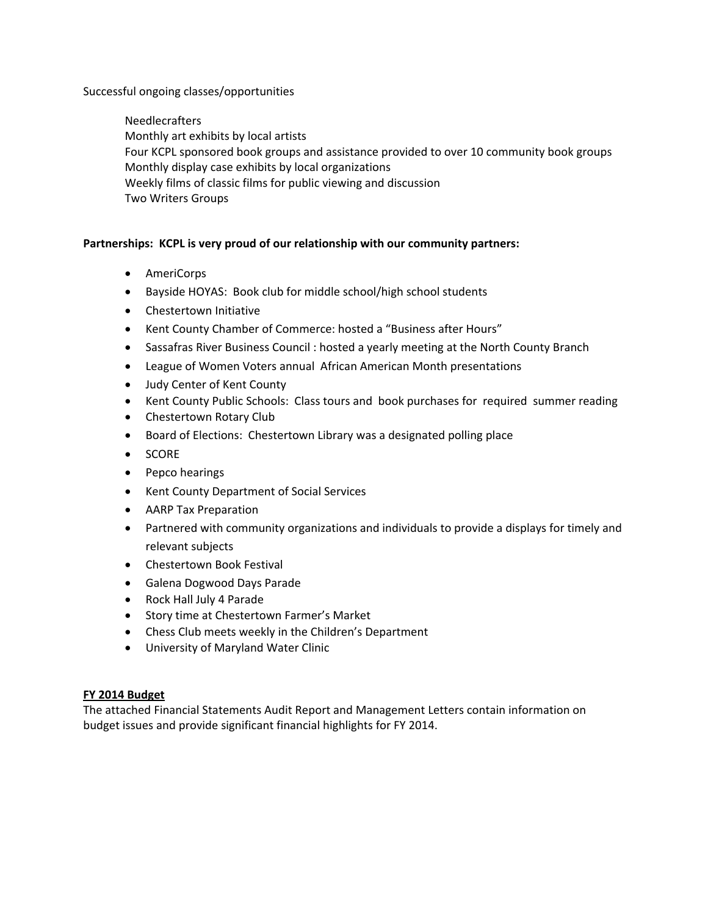Successful ongoing classes/opportunities

Needlecrafters
Monthly art exhibits by local artists
Four KCPL sponsored book groups and assistance provided to over 10 community book groups
Monthly display case exhibits by local organizations
Weekly films of classic films for public viewing and discussion
Two Writers Groups

**Partnerships: KCPL is very proud of our relationship with our community partners:**

- AmeriCorps
- Bayside HOYAS: Book club for middle school/high school students
- Chestertown Initiative
- Kent County Chamber of Commerce: hosted a "Business after Hours"
- Sassafras River Business Council : hosted a yearly meeting at the North County Branch
- League of Women Voters annual African American Month presentations
- Judy Center of Kent County
- Kent County Public Schools: Class tours and book purchases for required summer reading
- Chestertown Rotary Club
- Board of Elections: Chestertown Library was a designated polling place
- SCORE
- Pepco hearings
- Kent County Department of Social Services
- AARP Tax Preparation
- Partnered with community organizations and individuals to provide a displays for timely and relevant subjects
- Chestertown Book Festival
- Galena Dogwood Days Parade
- Rock Hall July 4 Parade
- Story time at Chestertown Farmer's Market
- Chess Club meets weekly in the Children's Department
- University of Maryland Water Clinic

**FY 2014 Budget**

The attached Financial Statements Audit Report and Management Letters contain information on budget issues and provide significant financial highlights for FY 2014.